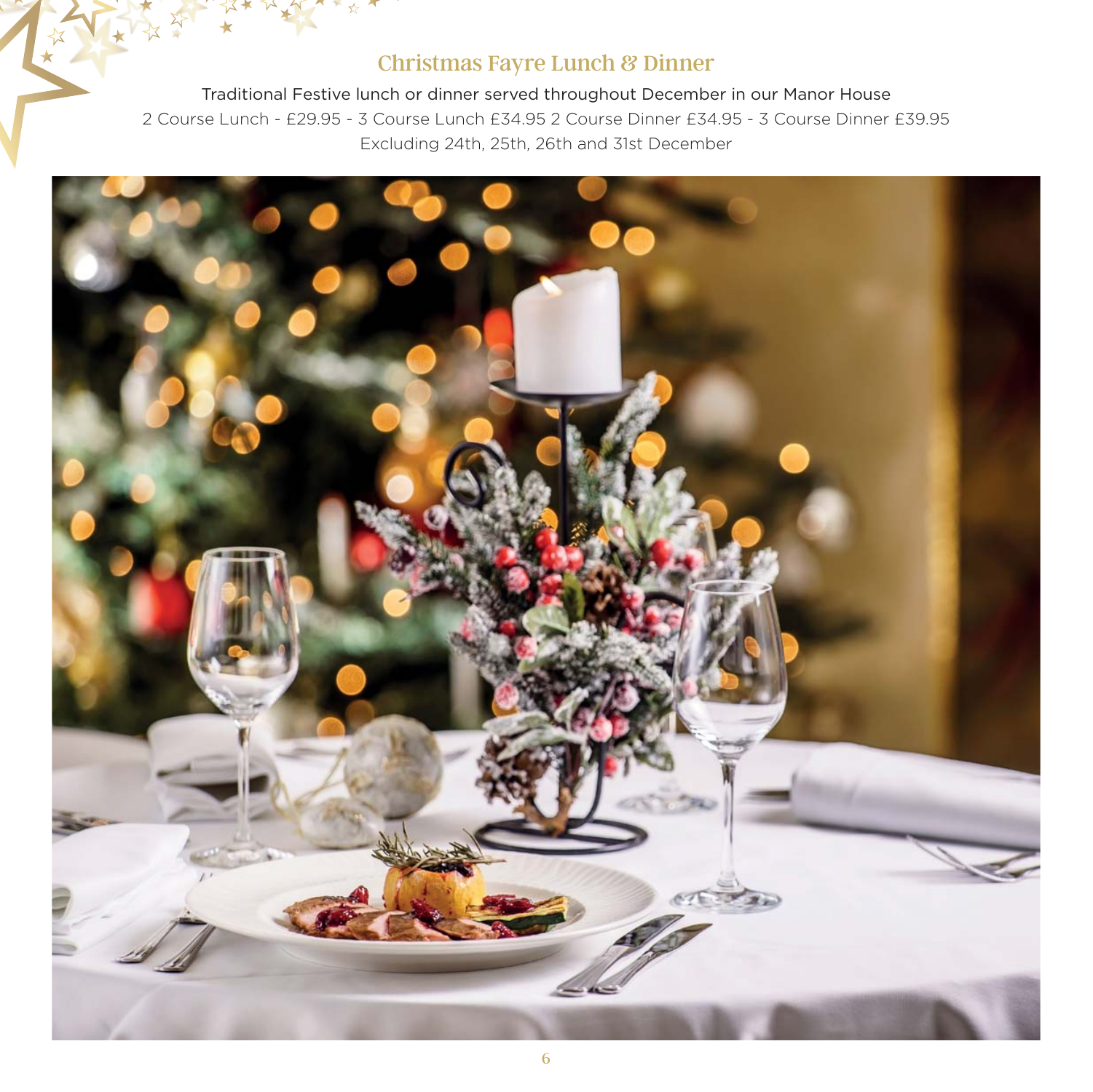## Christmas Fayre Lunch & Dinner

Traditional Festive lunch or dinner served throughout December in our Manor House

2 Course Lunch - £29.95 - 3 Course Lunch £34.95 2 Course Dinner £34.95 - 3 Course Dinner £39.95

Excluding 24th, 25th, 26th and 31st December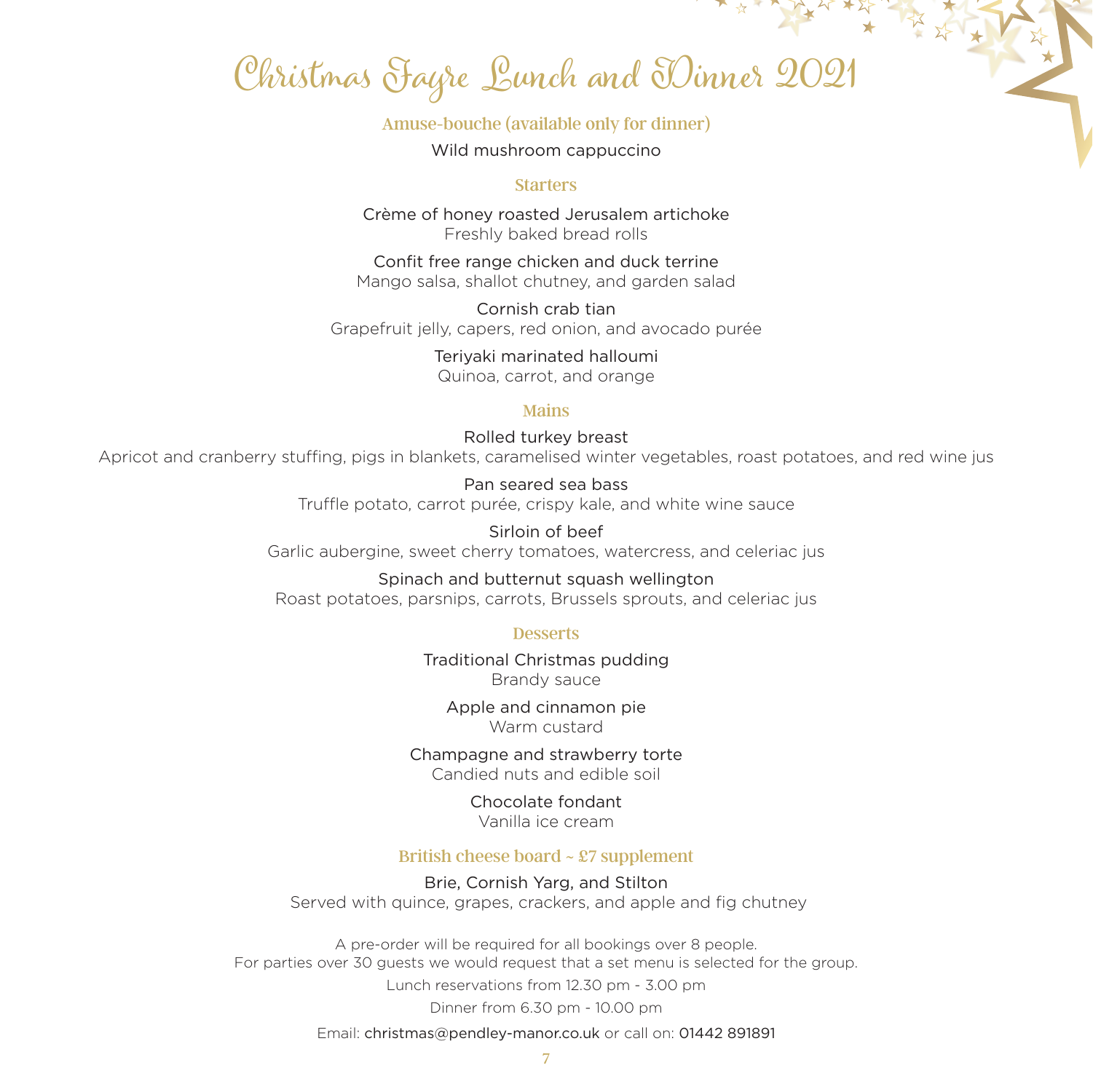# Christmas Fayre Lunch and Dinner 2021

## Amuse-bouche (available only for dinner)

Wild mushroom cappuccino

## Starters

Crème of honey roasted Jerusalem artichoke
Freshly baked bread rolls

Confit free range chicken and duck terrine
Mango salsa, shallot chutney, and garden salad

Cornish crab tian
Grapefruit jelly, capers, red onion, and avocado purée

Teriyaki marinated halloumi
Quinoa, carrot, and orange

## Mains

Rolled turkey breast
Apricot and cranberry stuffing, pigs in blankets, caramelised winter vegetables, roast potatoes, and red wine jus

Pan seared sea bass
Truffle potato, carrot purée, crispy kale, and white wine sauce

Sirloin of beef
Garlic aubergine, sweet cherry tomatoes, watercress, and celeriac jus

Spinach and butternut squash wellington
Roast potatoes, parsnips, carrots, Brussels sprouts, and celeriac jus

## Desserts

Traditional Christmas pudding
Brandy sauce

Apple and cinnamon pie
Warm custard

Champagne and strawberry torte
Candied nuts and edible soil

Chocolate fondant
Vanilla ice cream

## British cheese board ~ £7 supplement

Brie, Cornish Yarg, and Stilton
Served with quince, grapes, crackers, and apple and fig chutney

A pre-order will be required for all bookings over 8 people.
For parties over 30 guests we would request that a set menu is selected for the group.

Lunch reservations from 12.30 pm - 3.00 pm

Dinner from 6.30 pm - 10.00 pm

Email: christmas@pendley-manor.co.uk or call on: 01442 891891